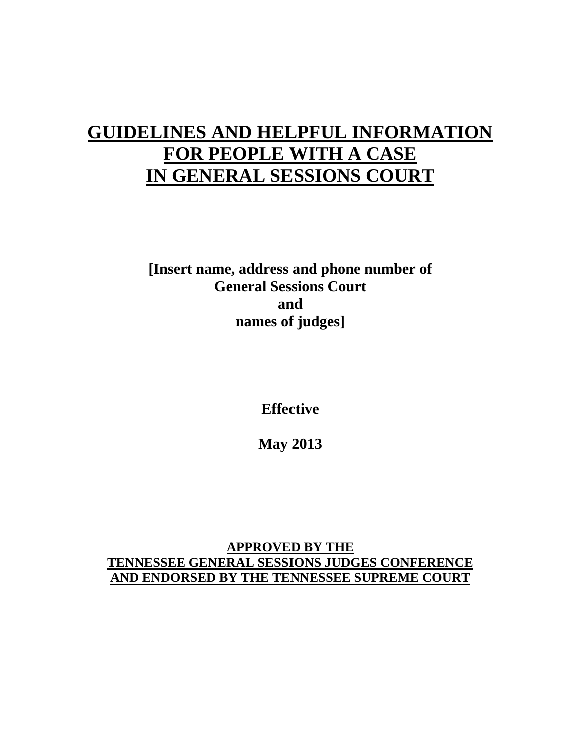# GUIDELINES AND HELPFUL INFORMATION FOR PEOPLE WITH A CASE IN GENERAL SESSIONS COURT

**[Insert name, address and phone number of General Sessions Court and names of judges]**

**Effective**

**May 2013**

**APPROVED BY THE TENNESSEE GENERAL SESSIONS JUDGES CONFERENCE AND ENDORSED BY THE TENNESSEE SUPREME COURT**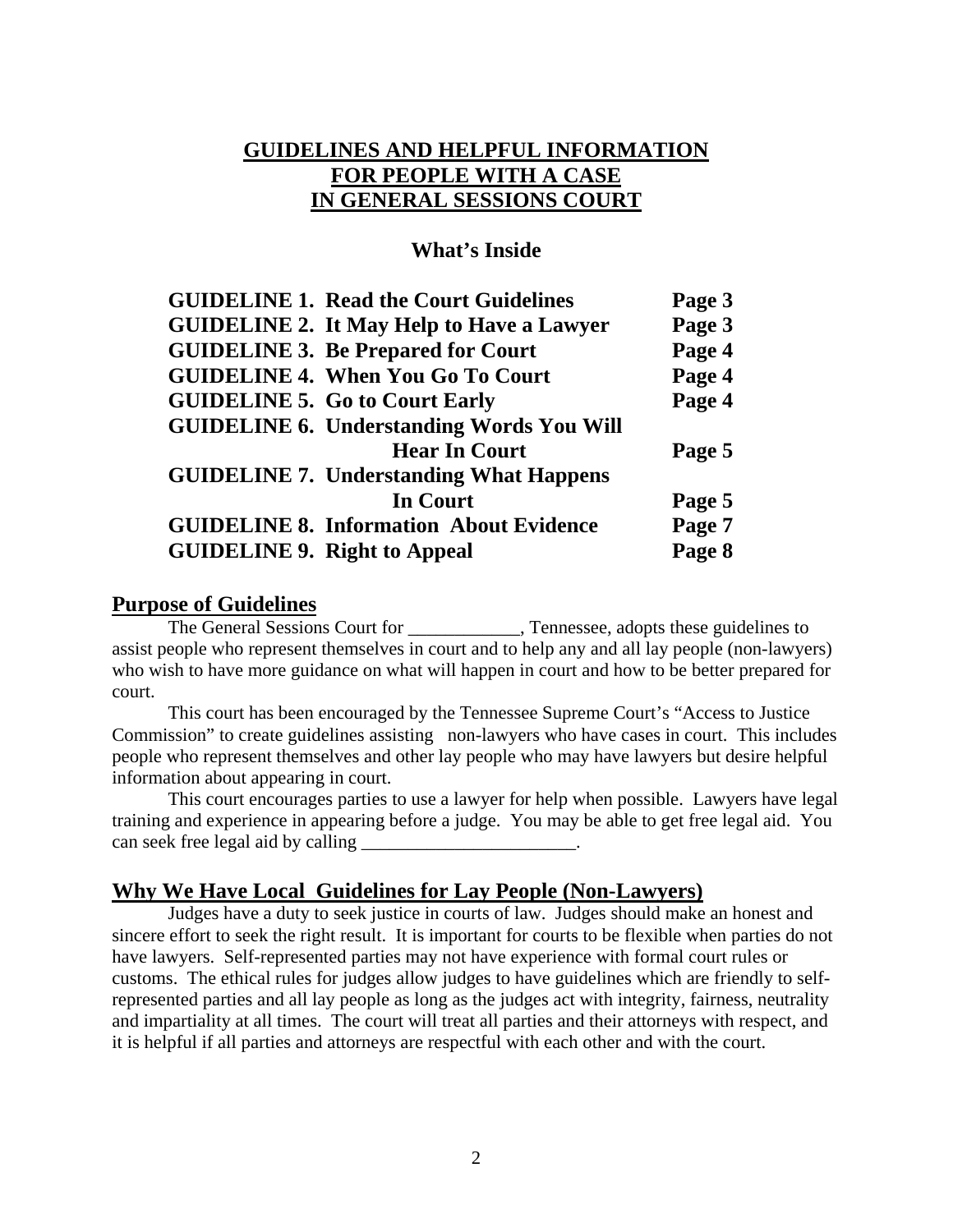## GUIDELINES AND HELPFUL INFORMATION FOR PEOPLE WITH A CASE IN GENERAL SESSIONS COURT

### What's Inside

| | |
|---|---|
| **GUIDELINE 1. Read the Court Guidelines** | **Page 3** |
| **GUIDELINE 2. It May Help to Have a Lawyer** | **Page 3** |
| **GUIDELINE 3. Be Prepared for Court** | **Page 4** |
| **GUIDELINE 4. When You Go To Court** | **Page 4** |
| **GUIDELINE 5. Go to Court Early** | **Page 4** |
| **GUIDELINE 6. Understanding Words You Will Hear In Court** | **Page 5** |
| **GUIDELINE 7. Understanding What Happens In Court** | **Page 5** |
| **GUIDELINE 8. Information About Evidence** | **Page 7** |
| **GUIDELINE 9. Right to Appeal** | **Page 8** |

## Purpose of Guidelines

The General Sessions Court for ____________, Tennessee, adopts these guidelines to assist people who represent themselves in court and to help any and all lay people (non-lawyers) who wish to have more guidance on what will happen in court and how to be better prepared for court.

This court has been encouraged by the Tennessee Supreme Court's "Access to Justice Commission" to create guidelines assisting non-lawyers who have cases in court. This includes people who represent themselves and other lay people who may have lawyers but desire helpful information about appearing in court.

This court encourages parties to use a lawyer for help when possible. Lawyers have legal training and experience in appearing before a judge. You may be able to get free legal aid. You can seek free legal aid by calling _______________________.

## Why We Have Local Guidelines for Lay People (Non-Lawyers)

Judges have a duty to seek justice in courts of law. Judges should make an honest and sincere effort to seek the right result. It is important for courts to be flexible when parties do not have lawyers. Self-represented parties may not have experience with formal court rules or customs. The ethical rules for judges allow judges to have guidelines which are friendly to self-represented parties and all lay people as long as the judges act with integrity, fairness, neutrality and impartiality at all times. The court will treat all parties and their attorneys with respect, and it is helpful if all parties and attorneys are respectful with each other and with the court.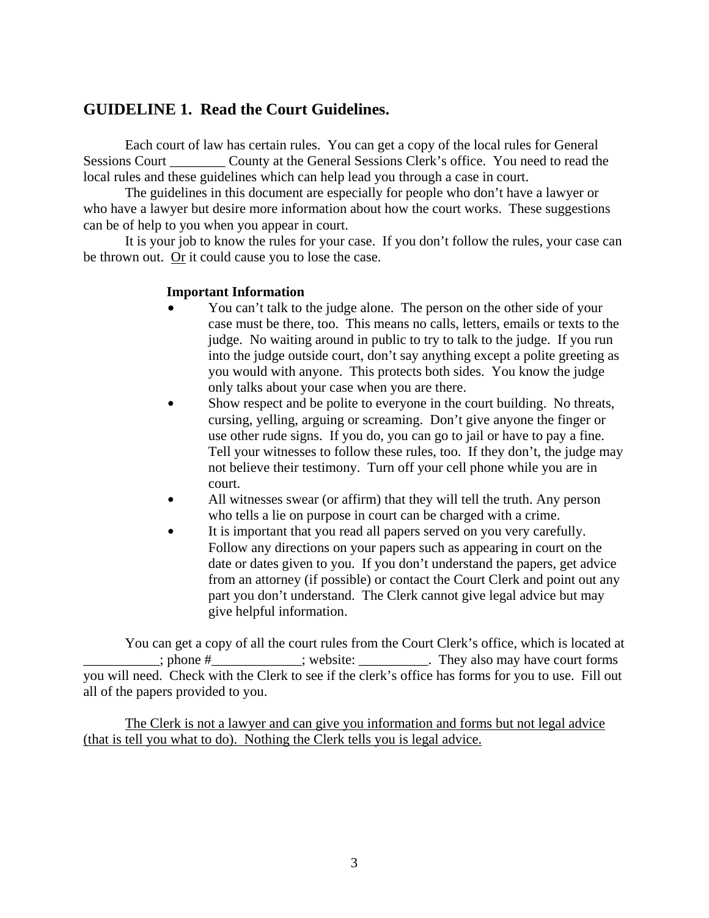## GUIDELINE 1. Read the Court Guidelines.

Each court of law has certain rules. You can get a copy of the local rules for General Sessions Court ________ County at the General Sessions Clerk's office. You need to read the local rules and these guidelines which can help lead you through a case in court.

The guidelines in this document are especially for people who don't have a lawyer or who have a lawyer but desire more information about how the court works. These suggestions can be of help to you when you appear in court.

It is your job to know the rules for your case. If you don't follow the rules, your case can be thrown out. <u>Or</u> it could cause you to lose the case.

**Important Information**

- You can't talk to the judge alone. The person on the other side of your case must be there, too. This means no calls, letters, emails or texts to the judge. No waiting around in public to try to talk to the judge. If you run into the judge outside court, don't say anything except a polite greeting as you would with anyone. This protects both sides. You know the judge only talks about your case when you are there.
- Show respect and be polite to everyone in the court building. No threats, cursing, yelling, arguing or screaming. Don't give anyone the finger or use other rude signs. If you do, you can go to jail or have to pay a fine. Tell your witnesses to follow these rules, too. If they don't, the judge may not believe their testimony. Turn off your cell phone while you are in court.
- All witnesses swear (or affirm) that they will tell the truth. Any person who tells a lie on purpose in court can be charged with a crime.
- It is important that you read all papers served on you very carefully. Follow any directions on your papers such as appearing in court on the date or dates given to you. If you don't understand the papers, get advice from an attorney (if possible) or contact the Court Clerk and point out any part you don't understand. The Clerk cannot give legal advice but may give helpful information.

You can get a copy of all the court rules from the Court Clerk's office, which is located at ___________; phone #_____________; website: __________. They also may have court forms you will need. Check with the Clerk to see if the clerk's office has forms for you to use. Fill out all of the papers provided to you.

<u>The Clerk is not a lawyer and can give you information and forms but not legal advice (that is tell you what to do). Nothing the Clerk tells you is legal advice.</u>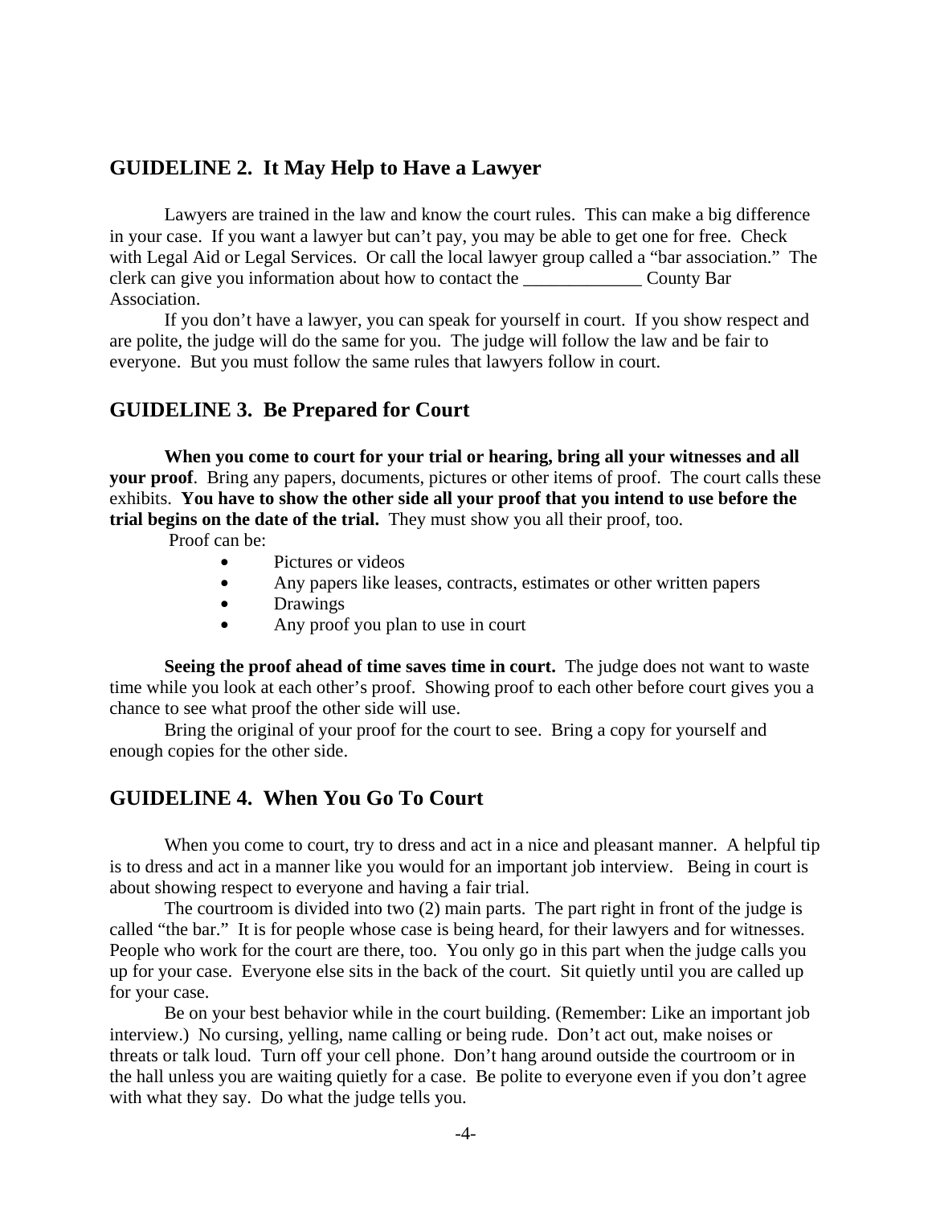## GUIDELINE 2. It May Help to Have a Lawyer

Lawyers are trained in the law and know the court rules. This can make a big difference in your case. If you want a lawyer but can't pay, you may be able to get one for free. Check with Legal Aid or Legal Services. Or call the local lawyer group called a "bar association." The clerk can give you information about how to contact the _____________ County Bar Association.

If you don't have a lawyer, you can speak for yourself in court. If you show respect and are polite, the judge will do the same for you. The judge will follow the law and be fair to everyone. But you must follow the same rules that lawyers follow in court.

## GUIDELINE 3. Be Prepared for Court

**When you come to court for your trial or hearing, bring all your witnesses and all your proof**. Bring any papers, documents, pictures or other items of proof. The court calls these exhibits. **You have to show the other side all your proof that you intend to use before the trial begins on the date of the trial.** They must show you all their proof, too.

Proof can be:

- Pictures or videos
- Any papers like leases, contracts, estimates or other written papers
- Drawings
- Any proof you plan to use in court

**Seeing the proof ahead of time saves time in court.** The judge does not want to waste time while you look at each other's proof. Showing proof to each other before court gives you a chance to see what proof the other side will use.

Bring the original of your proof for the court to see. Bring a copy for yourself and enough copies for the other side.

## GUIDELINE 4. When You Go To Court

When you come to court, try to dress and act in a nice and pleasant manner. A helpful tip is to dress and act in a manner like you would for an important job interview. Being in court is about showing respect to everyone and having a fair trial.

The courtroom is divided into two (2) main parts. The part right in front of the judge is called "the bar." It is for people whose case is being heard, for their lawyers and for witnesses. People who work for the court are there, too. You only go in this part when the judge calls you up for your case. Everyone else sits in the back of the court. Sit quietly until you are called up for your case.

Be on your best behavior while in the court building. (Remember: Like an important job interview.) No cursing, yelling, name calling or being rude. Don't act out, make noises or threats or talk loud. Turn off your cell phone. Don't hang around outside the courtroom or in the hall unless you are waiting quietly for a case. Be polite to everyone even if you don't agree with what they say. Do what the judge tells you.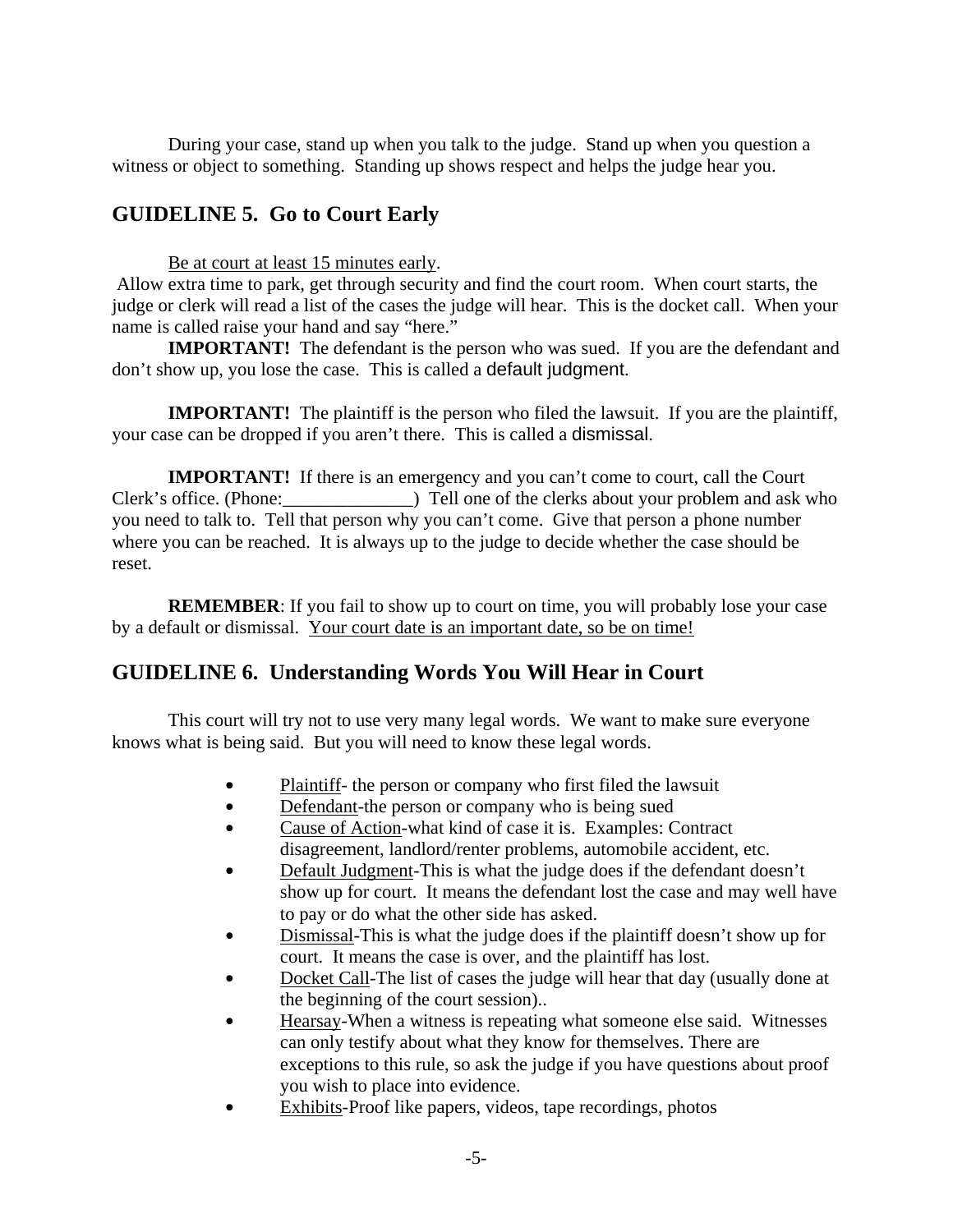During your case, stand up when you talk to the judge. Stand up when you question a witness or object to something. Standing up shows respect and helps the judge hear you.

## GUIDELINE 5. Go to Court Early

<u>Be at court at least 15 minutes early</u>.

Allow extra time to park, get through security and find the court room. When court starts, the judge or clerk will read a list of the cases the judge will hear. This is the docket call. When your name is called raise your hand and say "here."

**IMPORTANT!** The defendant is the person who was sued. If you are the defendant and don't show up, you lose the case. This is called a default judgment.

**IMPORTANT!** The plaintiff is the person who filed the lawsuit. If you are the plaintiff, your case can be dropped if you aren't there. This is called a dismissal.

**IMPORTANT!** If there is an emergency and you can't come to court, call the Court Clerk's office. (Phone:______________) Tell one of the clerks about your problem and ask who you need to talk to. Tell that person why you can't come. Give that person a phone number where you can be reached. It is always up to the judge to decide whether the case should be reset.

**REMEMBER**: If you fail to show up to court on time, you will probably lose your case by a default or dismissal. <u>Your court date is an important date, so be on time!</u>

## GUIDELINE 6. Understanding Words You Will Hear in Court

This court will try not to use very many legal words. We want to make sure everyone knows what is being said. But you will need to know these legal words.

- <u>Plaintiff</u>- the person or company who first filed the lawsuit
- <u>Defendant</u>-the person or company who is being sued
- <u>Cause of Action</u>-what kind of case it is. Examples: Contract disagreement, landlord/renter problems, automobile accident, etc.
- <u>Default Judgment</u>-This is what the judge does if the defendant doesn't show up for court. It means the defendant lost the case and may well have to pay or do what the other side has asked.
- <u>Dismissal</u>-This is what the judge does if the plaintiff doesn't show up for court. It means the case is over, and the plaintiff has lost.
- <u>Docket Call</u>-The list of cases the judge will hear that day (usually done at the beginning of the court session)..
- <u>Hearsay</u>-When a witness is repeating what someone else said. Witnesses can only testify about what they know for themselves. There are exceptions to this rule, so ask the judge if you have questions about proof you wish to place into evidence.
- <u>Exhibits</u>-Proof like papers, videos, tape recordings, photos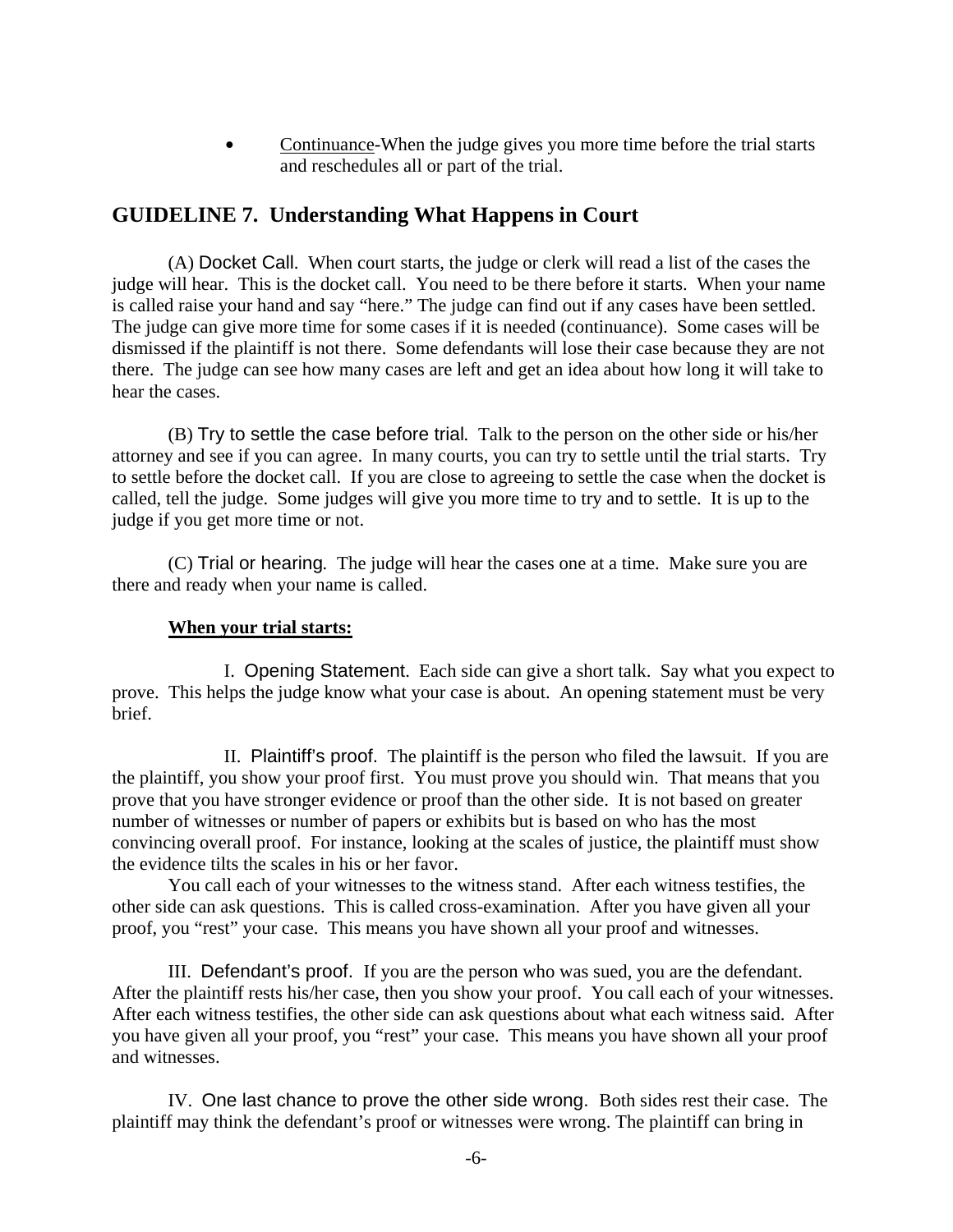- Continuance-When the judge gives you more time before the trial starts and reschedules all or part of the trial.

## GUIDELINE 7. Understanding What Happens in Court

(A) Docket Call. When court starts, the judge or clerk will read a list of the cases the judge will hear. This is the docket call. You need to be there before it starts. When your name is called raise your hand and say "here." The judge can find out if any cases have been settled. The judge can give more time for some cases if it is needed (continuance). Some cases will be dismissed if the plaintiff is not there. Some defendants will lose their case because they are not there. The judge can see how many cases are left and get an idea about how long it will take to hear the cases.

(B) Try to settle the case before trial. Talk to the person on the other side or his/her attorney and see if you can agree. In many courts, you can try to settle until the trial starts. Try to settle before the docket call. If you are close to agreeing to settle the case when the docket is called, tell the judge. Some judges will give you more time to try and to settle. It is up to the judge if you get more time or not.

(C) Trial or hearing. The judge will hear the cases one at a time. Make sure you are there and ready when your name is called.

**When your trial starts:**

I. Opening Statement. Each side can give a short talk. Say what you expect to prove. This helps the judge know what your case is about. An opening statement must be very brief.

II. Plaintiff's proof. The plaintiff is the person who filed the lawsuit. If you are the plaintiff, you show your proof first. You must prove you should win. That means that you prove that you have stronger evidence or proof than the other side. It is not based on greater number of witnesses or number of papers or exhibits but is based on who has the most convincing overall proof. For instance, looking at the scales of justice, the plaintiff must show the evidence tilts the scales in his or her favor.

You call each of your witnesses to the witness stand. After each witness testifies, the other side can ask questions. This is called cross-examination. After you have given all your proof, you "rest" your case. This means you have shown all your proof and witnesses.

III. Defendant's proof. If you are the person who was sued, you are the defendant. After the plaintiff rests his/her case, then you show your proof. You call each of your witnesses. After each witness testifies, the other side can ask questions about what each witness said. After you have given all your proof, you "rest" your case. This means you have shown all your proof and witnesses.

IV. One last chance to prove the other side wrong. Both sides rest their case. The plaintiff may think the defendant's proof or witnesses were wrong. The plaintiff can bring in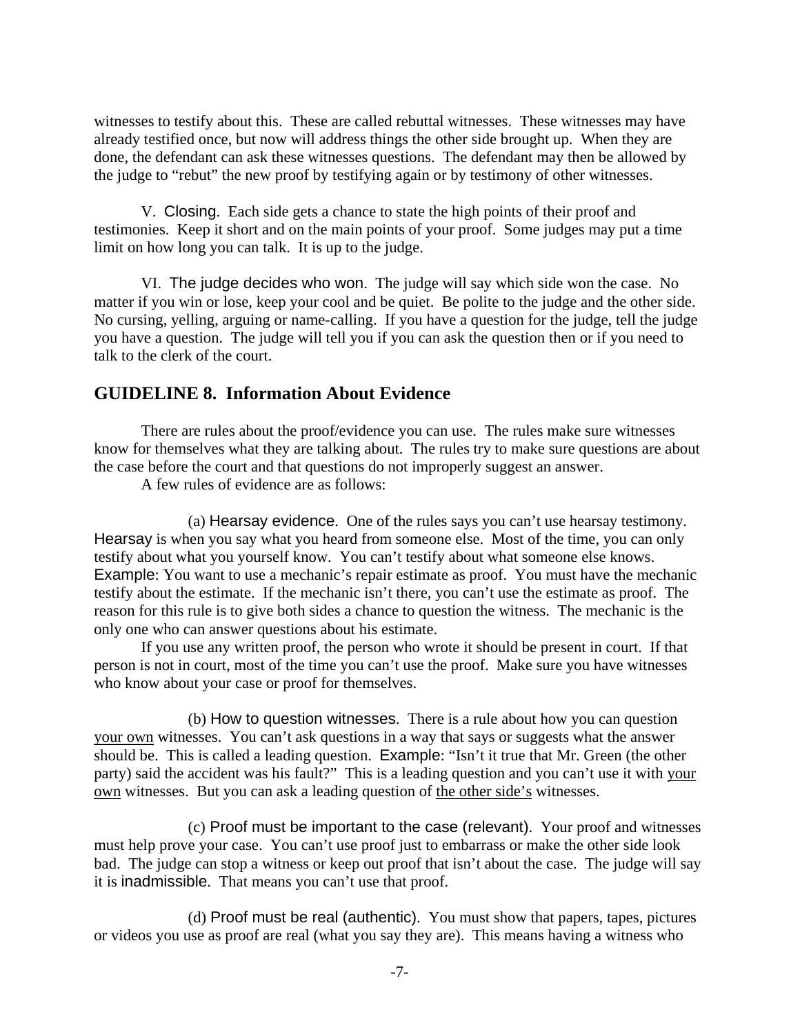witnesses to testify about this. These are called rebuttal witnesses. These witnesses may have already testified once, but now will address things the other side brought up. When they are done, the defendant can ask these witnesses questions. The defendant may then be allowed by the judge to "rebut" the new proof by testifying again or by testimony of other witnesses.

V. Closing. Each side gets a chance to state the high points of their proof and testimonies. Keep it short and on the main points of your proof. Some judges may put a time limit on how long you can talk. It is up to the judge.

VI. The judge decides who won. The judge will say which side won the case. No matter if you win or lose, keep your cool and be quiet. Be polite to the judge and the other side. No cursing, yelling, arguing or name-calling. If you have a question for the judge, tell the judge you have a question. The judge will tell you if you can ask the question then or if you need to talk to the clerk of the court.

## GUIDELINE 8. Information About Evidence

There are rules about the proof/evidence you can use. The rules make sure witnesses know for themselves what they are talking about. The rules try to make sure questions are about the case before the court and that questions do not improperly suggest an answer.

A few rules of evidence are as follows:

(a) Hearsay evidence. One of the rules says you can't use hearsay testimony. Hearsay is when you say what you heard from someone else. Most of the time, you can only testify about what you yourself know. You can't testify about what someone else knows. Example: You want to use a mechanic's repair estimate as proof. You must have the mechanic testify about the estimate. If the mechanic isn't there, you can't use the estimate as proof. The reason for this rule is to give both sides a chance to question the witness. The mechanic is the only one who can answer questions about his estimate.

If you use any written proof, the person who wrote it should be present in court. If that person is not in court, most of the time you can't use the proof. Make sure you have witnesses who know about your case or proof for themselves.

(b) How to question witnesses. There is a rule about how you can question <u>your own</u> witnesses. You can't ask questions in a way that says or suggests what the answer should be. This is called a leading question. Example: "Isn't it true that Mr. Green (the other party) said the accident was his fault?" This is a leading question and you can't use it with <u>your own</u> witnesses. But you can ask a leading question of <u>the other side's</u> witnesses.

(c) Proof must be important to the case (relevant). Your proof and witnesses must help prove your case. You can't use proof just to embarrass or make the other side look bad. The judge can stop a witness or keep out proof that isn't about the case. The judge will say it is inadmissible. That means you can't use that proof.

(d) Proof must be real (authentic). You must show that papers, tapes, pictures or videos you use as proof are real (what you say they are). This means having a witness who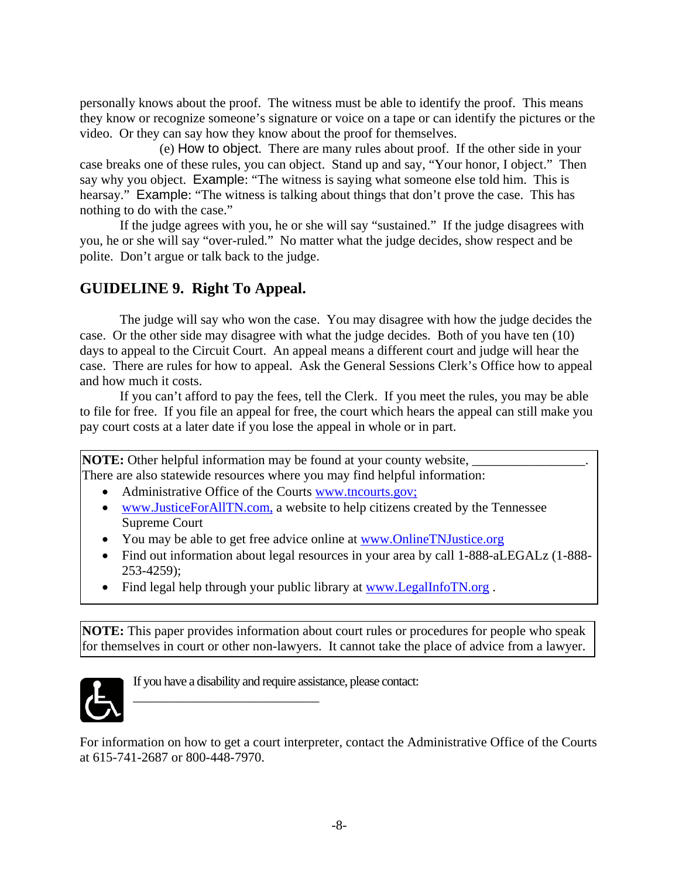personally knows about the proof. The witness must be able to identify the proof. This means they know or recognize someone's signature or voice on a tape or can identify the pictures or the video. Or they can say how they know about the proof for themselves.

(e) How to object. There are many rules about proof. If the other side in your case breaks one of these rules, you can object. Stand up and say, "Your honor, I object." Then say why you object. Example: "The witness is saying what someone else told him. This is hearsay." Example: "The witness is talking about things that don't prove the case. This has nothing to do with the case."

If the judge agrees with you, he or she will say "sustained." If the judge disagrees with you, he or she will say "over-ruled." No matter what the judge decides, show respect and be polite. Don't argue or talk back to the judge.

## GUIDELINE 9. Right To Appeal.

The judge will say who won the case. You may disagree with how the judge decides the case. Or the other side may disagree with what the judge decides. Both of you have ten (10) days to appeal to the Circuit Court. An appeal means a different court and judge will hear the case. There are rules for how to appeal. Ask the General Sessions Clerk's Office how to appeal and how much it costs.

If you can't afford to pay the fees, tell the Clerk. If you meet the rules, you may be able to file for free. If you file an appeal for free, the court which hears the appeal can still make you pay court costs at a later date if you lose the appeal in whole or in part.

**NOTE:** Other helpful information may be found at your county website, _________________. There are also statewide resources where you may find helpful information:

- Administrative Office of the Courts www.tncourts.gov;
- www.JusticeForAllTN.com, a website to help citizens created by the Tennessee Supreme Court
- You may be able to get free advice online at www.OnlineTNJustice.org
- Find out information about legal resources in your area by call 1-888-aLEGALz (1-888-253-4259);
- Find legal help through your public library at www.LegalInfoTN.org .

**NOTE:** This paper provides information about court rules or procedures for people who speak for themselves in court or other non-lawyers. It cannot take the place of advice from a lawyer.

If you have a disability and require assistance, please contact: _____________________________

For information on how to get a court interpreter, contact the Administrative Office of the Courts at 615-741-2687 or 800-448-7970.